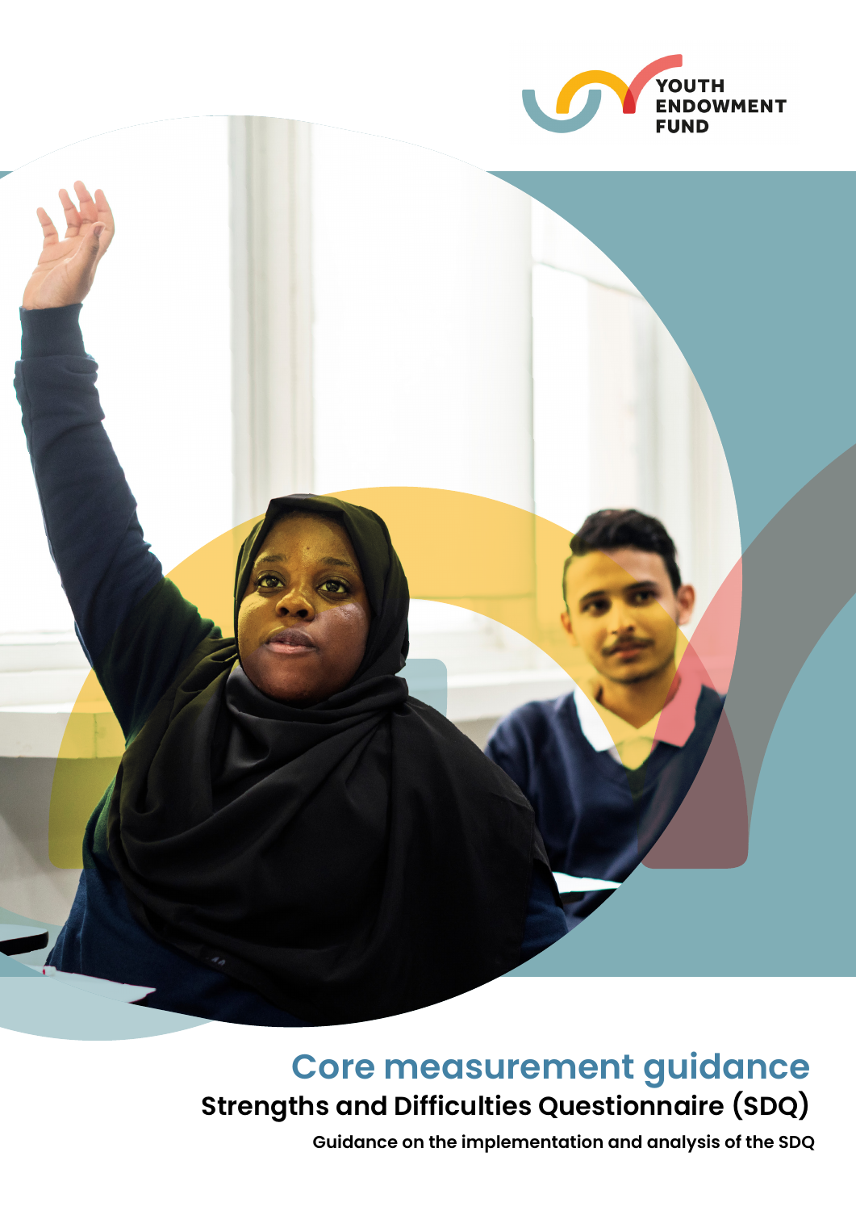YOUTH ENDOWMENT FUND

# Core measurement guidance

## Strengths and Difficulties Questionnaire (SDQ)

**Guidance on the implementation and analysis of the SDQ**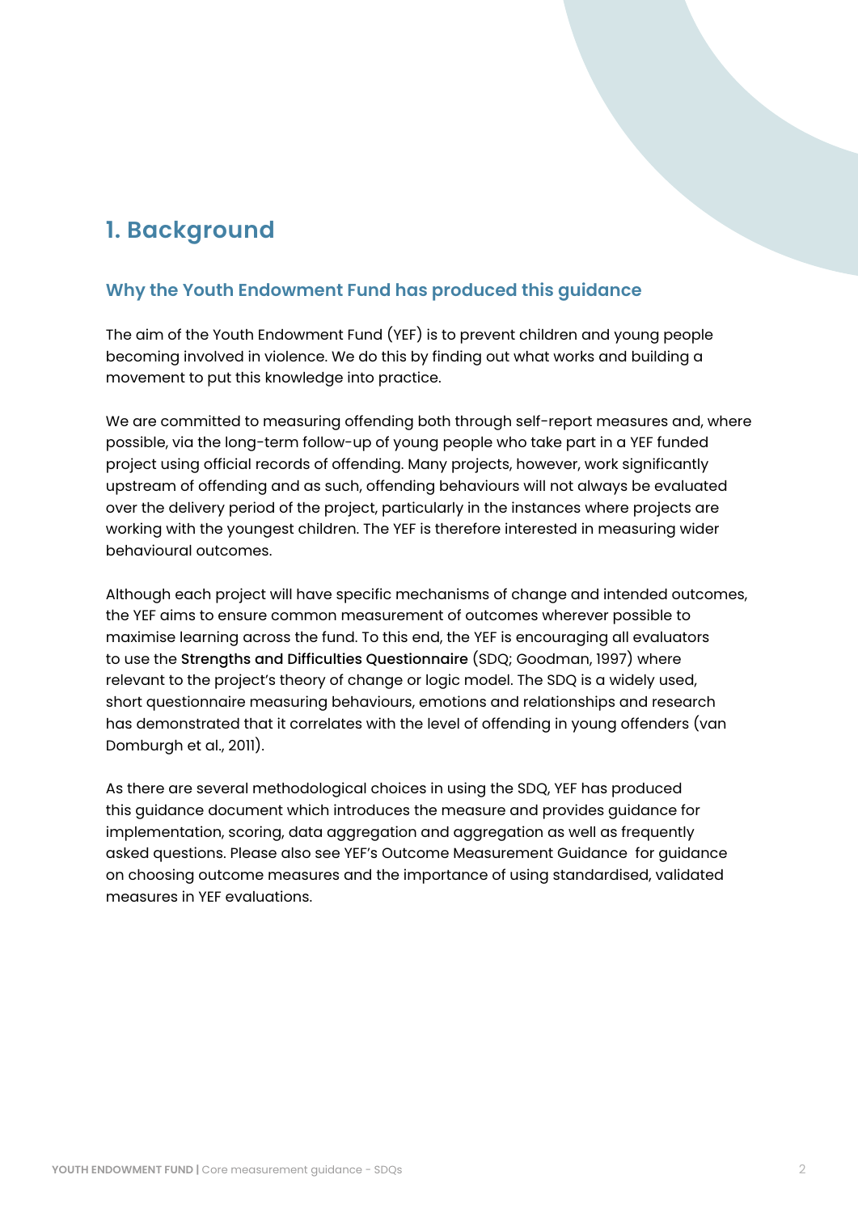# 1. Background

## Why the Youth Endowment Fund has produced this guidance

The aim of the Youth Endowment Fund (YEF) is to prevent children and young people becoming involved in violence. We do this by finding out what works and building a movement to put this knowledge into practice.

We are committed to measuring offending both through self-report measures and, where possible, via the long-term follow-up of young people who take part in a YEF funded project using official records of offending. Many projects, however, work significantly upstream of offending and as such, offending behaviours will not always be evaluated over the delivery period of the project, particularly in the instances where projects are working with the youngest children. The YEF is therefore interested in measuring wider behavioural outcomes.

Although each project will have specific mechanisms of change and intended outcomes, the YEF aims to ensure common measurement of outcomes wherever possible to maximise learning across the fund. To this end, the YEF is encouraging all evaluators to use the **Strengths and Difficulties Questionnaire** (SDQ; Goodman, 1997) where relevant to the project's theory of change or logic model. The SDQ is a widely used, short questionnaire measuring behaviours, emotions and relationships and research has demonstrated that it correlates with the level of offending in young offenders (van Domburgh et al., 2011).

As there are several methodological choices in using the SDQ, YEF has produced this guidance document which introduces the measure and provides guidance for implementation, scoring, data aggregation and aggregation as well as frequently asked questions. Please also see YEF's Outcome Measurement Guidance for guidance on choosing outcome measures and the importance of using standardised, validated measures in YEF evaluations.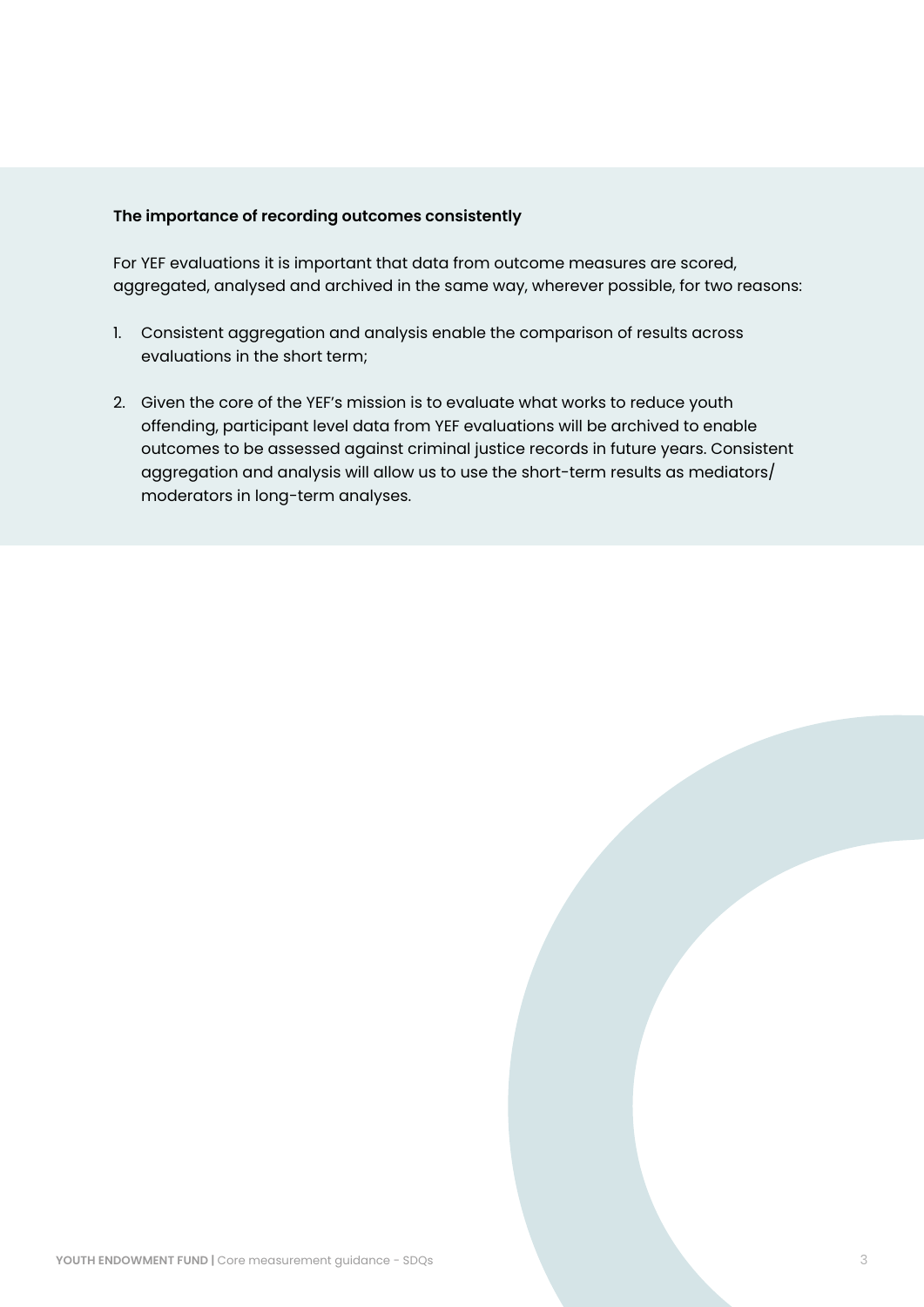**The importance of recording outcomes consistently**

For YEF evaluations it is important that data from outcome measures are scored, aggregated, analysed and archived in the same way, wherever possible, for two reasons:

1. Consistent aggregation and analysis enable the comparison of results across evaluations in the short term;

2. Given the core of the YEF's mission is to evaluate what works to reduce youth offending, participant level data from YEF evaluations will be archived to enable outcomes to be assessed against criminal justice records in future years. Consistent aggregation and analysis will allow us to use the short-term results as mediators/ moderators in long-term analyses.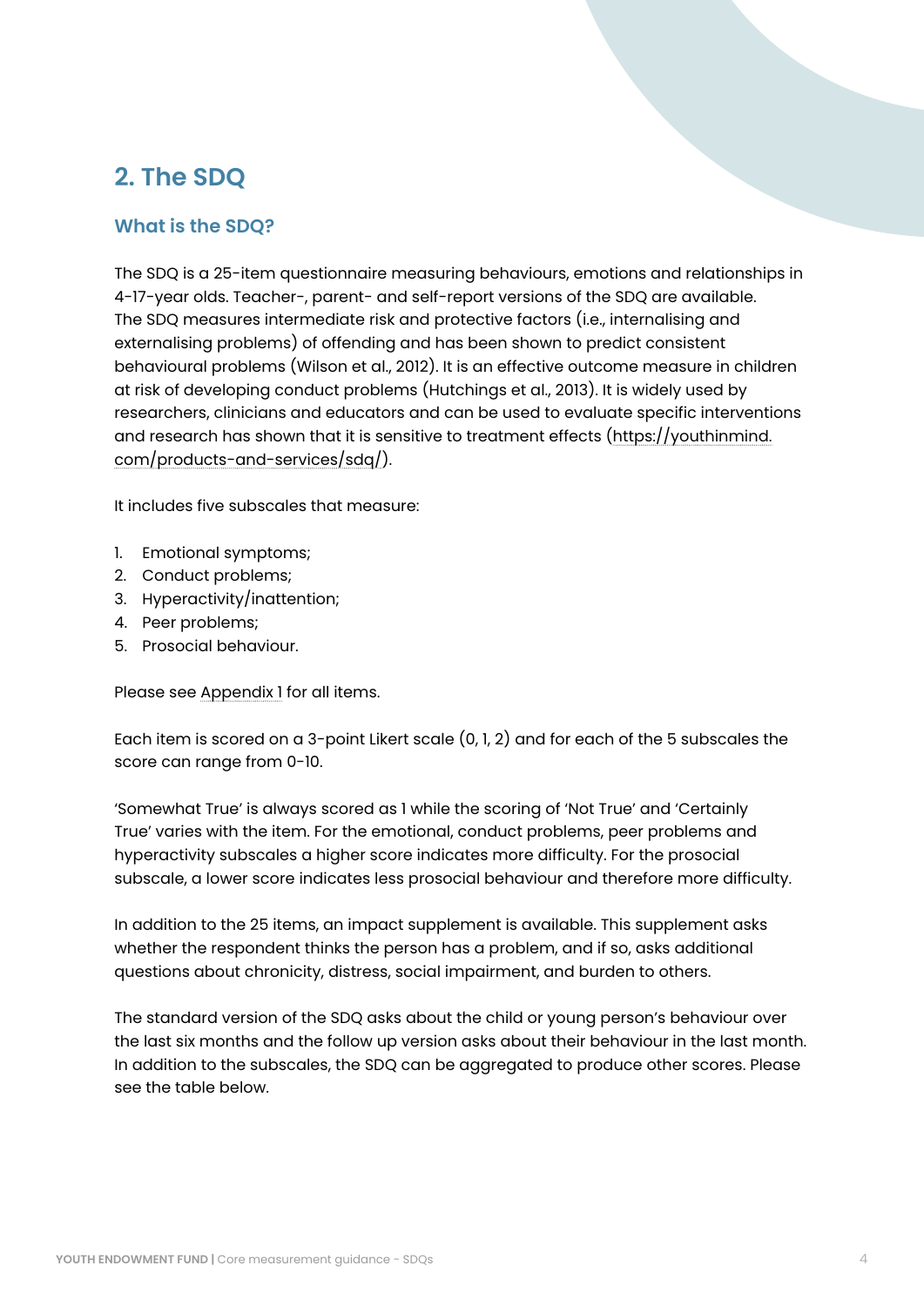## 2. The SDQ

### What is the SDQ?

The SDQ is a 25-item questionnaire measuring behaviours, emotions and relationships in 4-17-year olds. Teacher-, parent- and self-report versions of the SDQ are available. The SDQ measures intermediate risk and protective factors (i.e., internalising and externalising problems) of offending and has been shown to predict consistent behavioural problems (Wilson et al., 2012). It is an effective outcome measure in children at risk of developing conduct problems (Hutchings et al., 2013). It is widely used by researchers, clinicians and educators and can be used to evaluate specific interventions and research has shown that it is sensitive to treatment effects (https://youthinmind.com/products-and-services/sdq/).

It includes five subscales that measure:

1. Emotional symptoms;
2. Conduct problems;
3. Hyperactivity/inattention;
4. Peer problems;
5. Prosocial behaviour.

Please see Appendix 1 for all items.

Each item is scored on a 3-point Likert scale (0, 1, 2) and for each of the 5 subscales the score can range from 0-10.

'Somewhat True' is always scored as 1 while the scoring of 'Not True' and 'Certainly True' varies with the item. For the emotional, conduct problems, peer problems and hyperactivity subscales a higher score indicates more difficulty. For the prosocial subscale, a lower score indicates less prosocial behaviour and therefore more difficulty.

In addition to the 25 items, an impact supplement is available. This supplement asks whether the respondent thinks the person has a problem, and if so, asks additional questions about chronicity, distress, social impairment, and burden to others.

The standard version of the SDQ asks about the child or young person's behaviour over the last six months and the follow up version asks about their behaviour in the last month. In addition to the subscales, the SDQ can be aggregated to produce other scores. Please see the table below.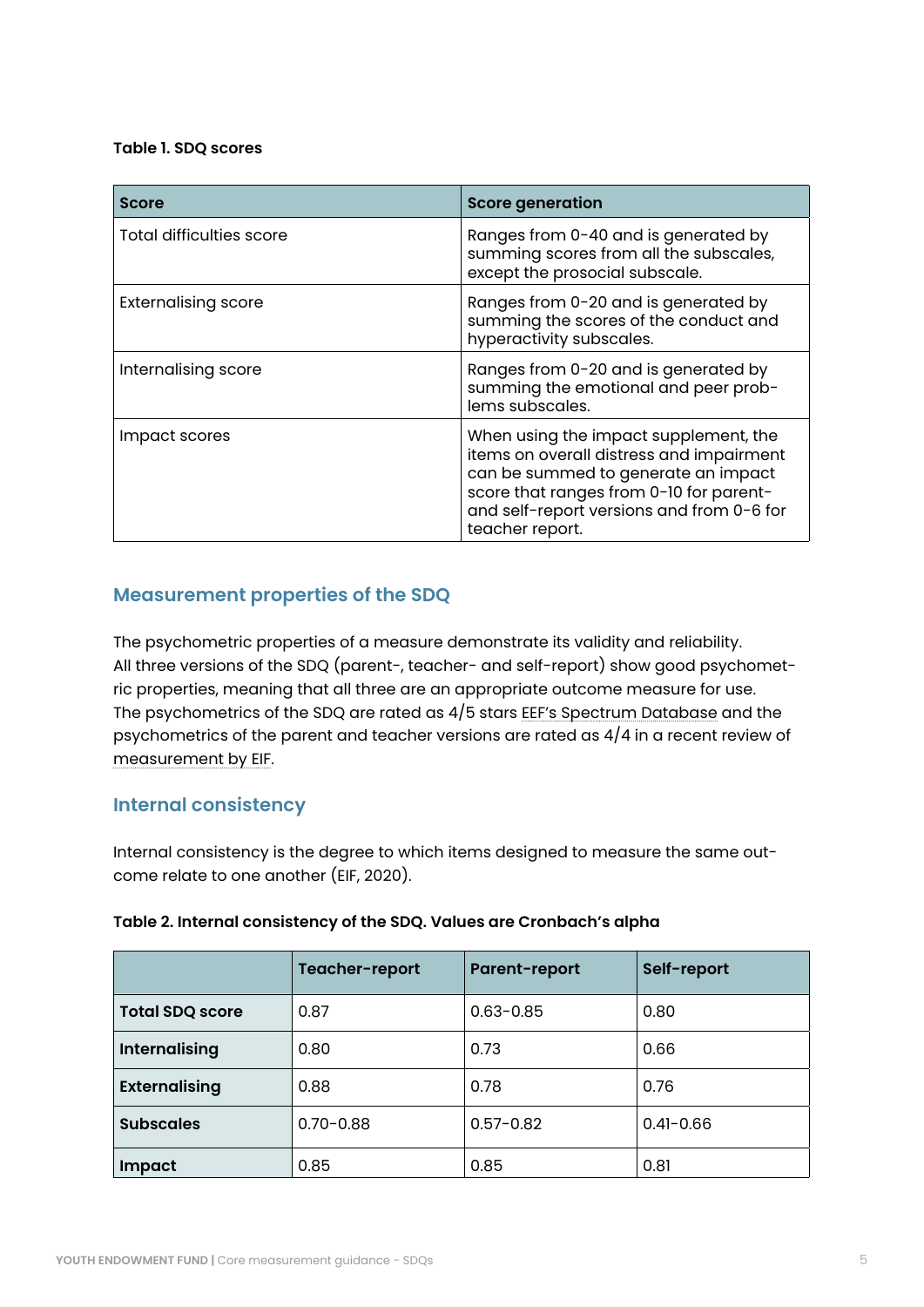**Table 1. SDQ scores**

| Score | Score generation |
|---|---|
| Total difficulties score | Ranges from 0-40 and is generated by summing scores from all the subscales, except the prosocial subscale. |
| Externalising score | Ranges from 0-20 and is generated by summing the scores of the conduct and hyperactivity subscales. |
| Internalising score | Ranges from 0-20 and is generated by summing the emotional and peer problems subscales. |
| Impact scores | When using the impact supplement, the items on overall distress and impairment can be summed to generate an impact score that ranges from 0-10 for parent- and self-report versions and from 0-6 for teacher report. |

## Measurement properties of the SDQ

The psychometric properties of a measure demonstrate its validity and reliability. All three versions of the SDQ (parent-, teacher- and self-report) show good psychometric properties, meaning that all three are an appropriate outcome measure for use. The psychometrics of the SDQ are rated as 4/5 stars EEF's Spectrum Database and the psychometrics of the parent and teacher versions are rated as 4/4 in a recent review of measurement by EIF.

## Internal consistency

Internal consistency is the degree to which items designed to measure the same outcome relate to one another (EIF, 2020).

**Table 2. Internal consistency of the SDQ. Values are Cronbach's alpha**

| | Teacher-report | Parent-report | Self-report |
|---|---|---|---|
| **Total SDQ score** | 0.87 | 0.63-0.85 | 0.80 |
| **Internalising** | 0.80 | 0.73 | 0.66 |
| **Externalising** | 0.88 | 0.78 | 0.76 |
| **Subscales** | 0.70-0.88 | 0.57-0.82 | 0.41-0.66 |
| **Impact** | 0.85 | 0.85 | 0.81 |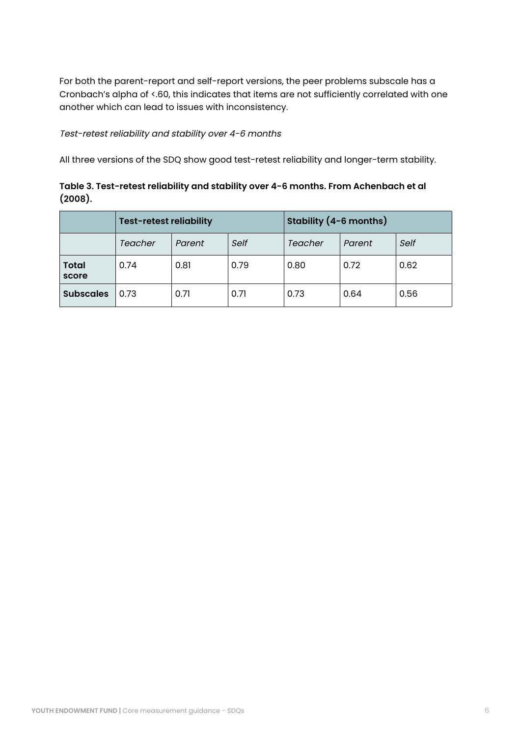For both the parent-report and self-report versions, the peer problems subscale has a Cronbach's alpha of <.60, this indicates that items are not sufficiently correlated with one another which can lead to issues with inconsistency.

*Test-retest reliability and stability over 4-6 months*

All three versions of the SDQ show good test-retest reliability and longer-term stability.

**Table 3. Test-retest reliability and stability over 4-6 months. From Achenbach et al (2008).**

| | **Test-retest reliability** | | | **Stability (4-6 months)** | | |
|---|---|---|---|---|---|---|
| | *Teacher* | *Parent* | *Self* | *Teacher* | *Parent* | *Self* |
| **Total score** | 0.74 | 0.81 | 0.79 | 0.80 | 0.72 | 0.62 |
| **Subscales** | 0.73 | 0.71 | 0.71 | 0.73 | 0.64 | 0.56 |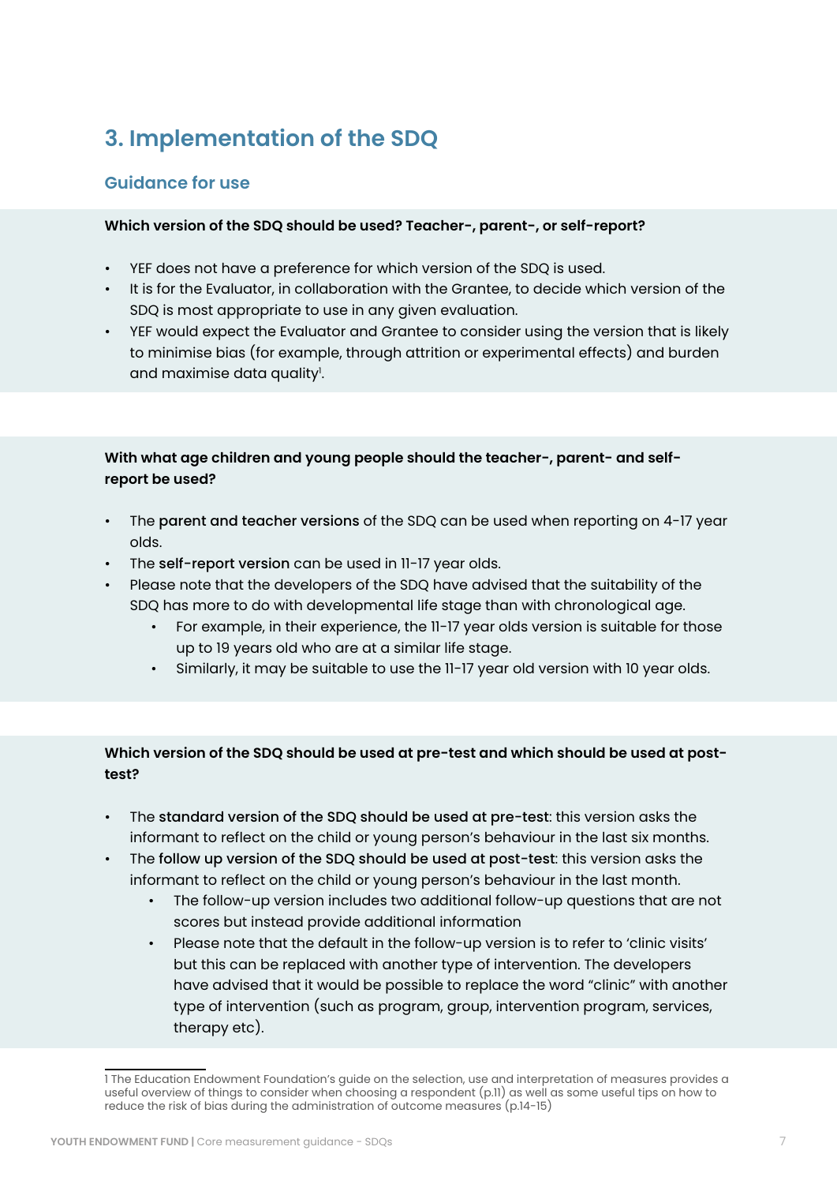## 3. Implementation of the SDQ

### Guidance for use

**Which version of the SDQ should be used? Teacher-, parent-, or self-report?**

- YEF does not have a preference for which version of the SDQ is used.
- It is for the Evaluator, in collaboration with the Grantee, to decide which version of the SDQ is most appropriate to use in any given evaluation.
- YEF would expect the Evaluator and Grantee to consider using the version that is likely to minimise bias (for example, through attrition or experimental effects) and burden and maximise data quality[1].

**With what age children and young people should the teacher-, parent- and self-report be used?**

- The **parent and teacher versions** of the SDQ can be used when reporting on 4-17 year olds.
- The **self-report version** can be used in 11-17 year olds.
- Please note that the developers of the SDQ have advised that the suitability of the SDQ has more to do with developmental life stage than with chronological age.
    - For example, in their experience, the 11-17 year olds version is suitable for those up to 19 years old who are at a similar life stage.
    - Similarly, it may be suitable to use the 11-17 year old version with 10 year olds.

**Which version of the SDQ should be used at pre-test and which should be used at post-test?**

- The **standard version of the SDQ should be used at pre-test**: this version asks the informant to reflect on the child or young person's behaviour in the last six months.
- The **follow up version of the SDQ should be used at post-test**: this version asks the informant to reflect on the child or young person's behaviour in the last month.
    - The follow-up version includes two additional follow-up questions that are not scores but instead provide additional information
    - Please note that the default in the follow-up version is to refer to 'clinic visits' but this can be replaced with another type of intervention. The developers have advised that it would be possible to replace the word "clinic" with another type of intervention (such as program, group, intervention program, services, therapy etc).

1 The Education Endowment Foundation's guide on the selection, use and interpretation of measures provides a useful overview of things to consider when choosing a respondent (p.11) as well as some useful tips on how to reduce the risk of bias during the administration of outcome measures (p.14-15)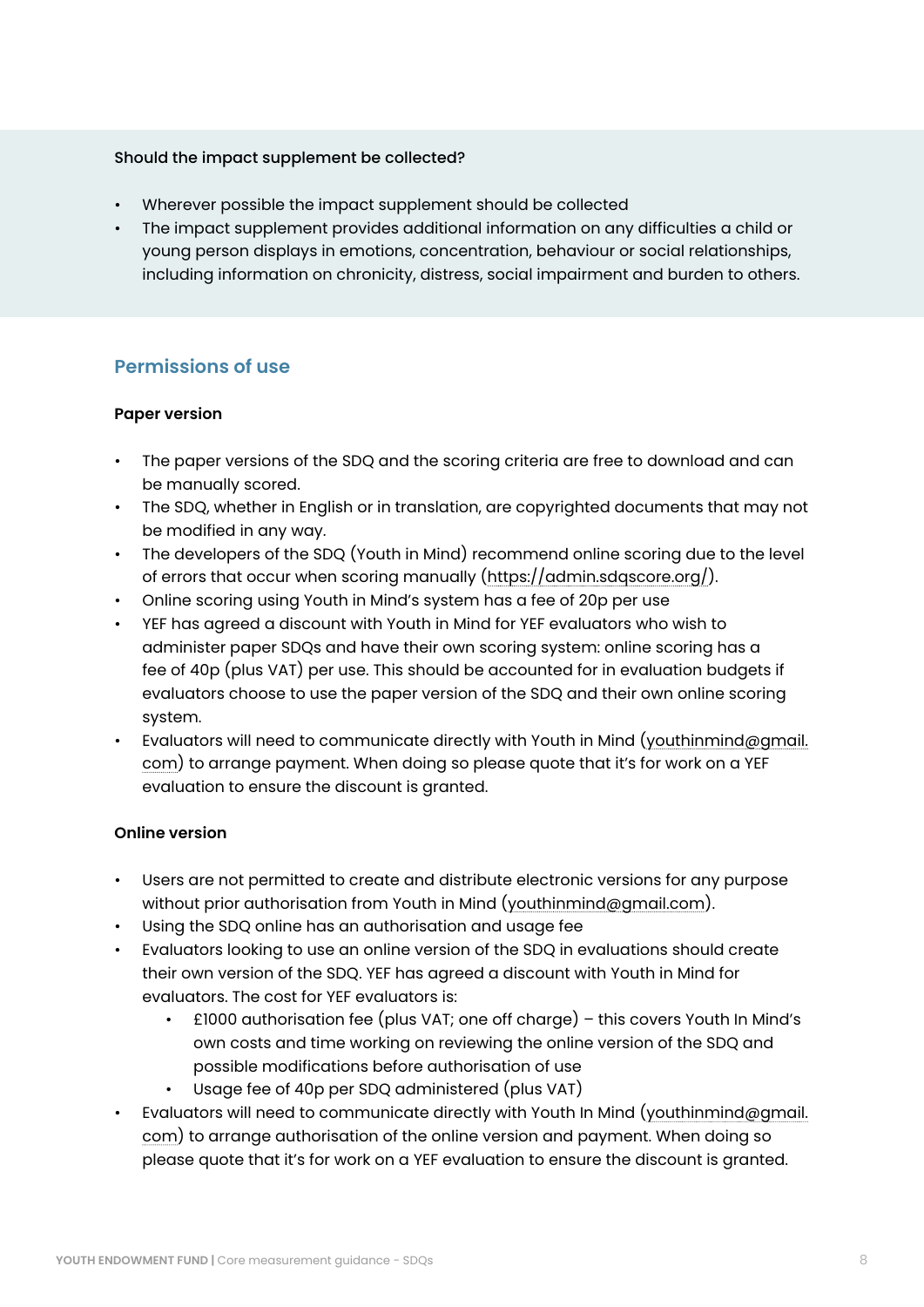**Should the impact supplement be collected?**

- Wherever possible the impact supplement should be collected
- The impact supplement provides additional information on any difficulties a child or young person displays in emotions, concentration, behaviour or social relationships, including information on chronicity, distress, social impairment and burden to others.

## Permissions of use

**Paper version**

- The paper versions of the SDQ and the scoring criteria are free to download and can be manually scored.
- The SDQ, whether in English or in translation, are copyrighted documents that may not be modified in any way.
- The developers of the SDQ (Youth in Mind) recommend online scoring due to the level of errors that occur when scoring manually (https://admin.sdqscore.org/).
- Online scoring using Youth in Mind's system has a fee of 20p per use
- YEF has agreed a discount with Youth in Mind for YEF evaluators who wish to administer paper SDQs and have their own scoring system: online scoring has a fee of 40p (plus VAT) per use. This should be accounted for in evaluation budgets if evaluators choose to use the paper version of the SDQ and their own online scoring system.
- Evaluators will need to communicate directly with Youth in Mind (youthinmind@gmail.com) to arrange payment. When doing so please quote that it's for work on a YEF evaluation to ensure the discount is granted.

**Online version**

- Users are not permitted to create and distribute electronic versions for any purpose without prior authorisation from Youth in Mind (youthinmind@gmail.com).
- Using the SDQ online has an authorisation and usage fee
- Evaluators looking to use an online version of the SDQ in evaluations should create their own version of the SDQ. YEF has agreed a discount with Youth in Mind for evaluators. The cost for YEF evaluators is:
  - £1000 authorisation fee (plus VAT; one off charge) – this covers Youth In Mind's own costs and time working on reviewing the online version of the SDQ and possible modifications before authorisation of use
  - Usage fee of 40p per SDQ administered (plus VAT)
- Evaluators will need to communicate directly with Youth In Mind (youthinmind@gmail.com) to arrange authorisation of the online version and payment. When doing so please quote that it's for work on a YEF evaluation to ensure the discount is granted.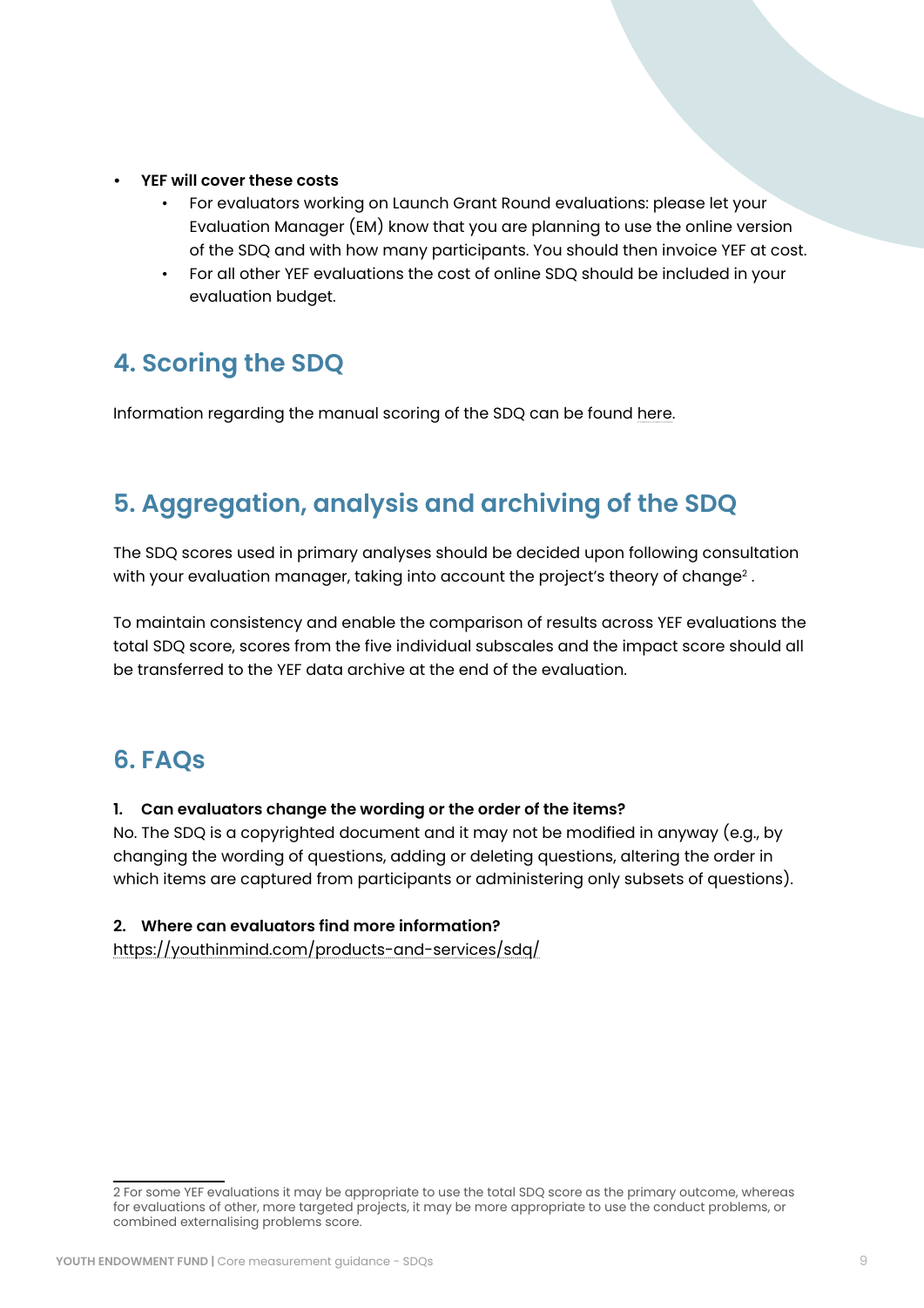- **YEF will cover these costs**
  - For evaluators working on Launch Grant Round evaluations: please let your Evaluation Manager (EM) know that you are planning to use the online version of the SDQ and with how many participants. You should then invoice YEF at cost.
  - For all other YEF evaluations the cost of online SDQ should be included in your evaluation budget.

## 4. Scoring the SDQ

Information regarding the manual scoring of the SDQ can be found here.

## 5. Aggregation, analysis and archiving of the SDQ

The SDQ scores used in primary analyses should be decided upon following consultation with your evaluation manager, taking into account the project's theory of change[2] .

To maintain consistency and enable the comparison of results across YEF evaluations the total SDQ score, scores from the five individual subscales and the impact score should all be transferred to the YEF data archive at the end of the evaluation.

## 6. FAQs

**1. Can evaluators change the wording or the order of the items?**
No. The SDQ is a copyrighted document and it may not be modified in anyway (e.g., by changing the wording of questions, adding or deleting questions, altering the order in which items are captured from participants or administering only subsets of questions).

**2. Where can evaluators find more information?**
https://youthinmind.com/products-and-services/sdq/

---

2 For some YEF evaluations it may be appropriate to use the total SDQ score as the primary outcome, whereas for evaluations of other, more targeted projects, it may be more appropriate to use the conduct problems, or combined externalising problems score.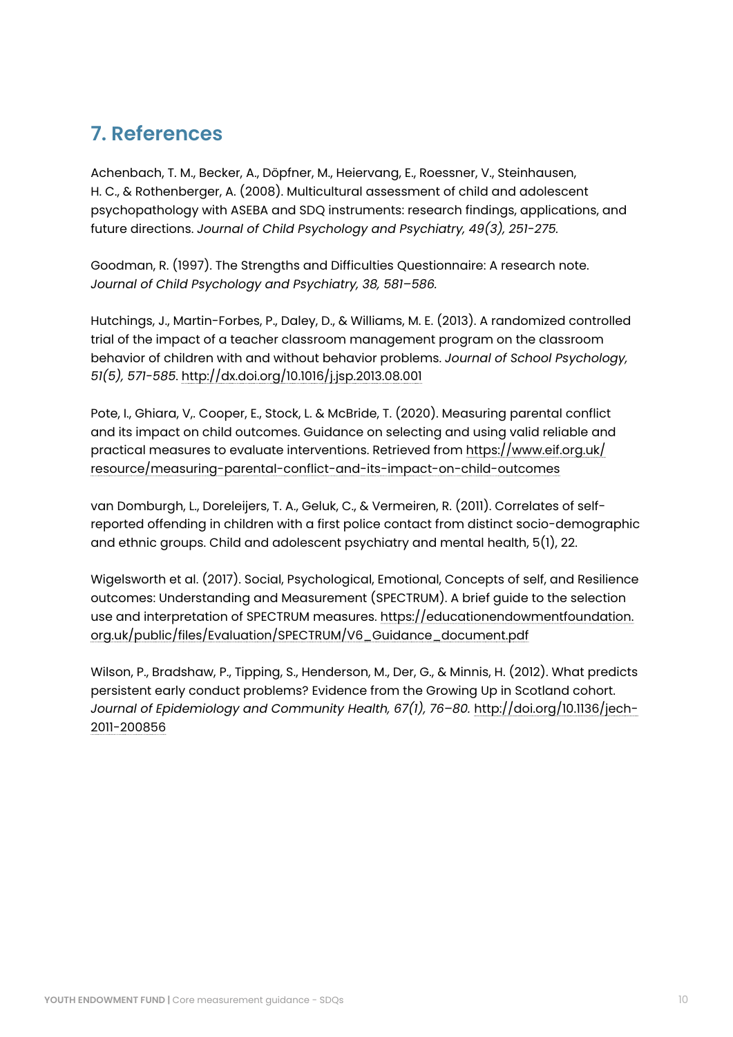## 7. References

Achenbach, T. M., Becker, A., Döpfner, M., Heiervang, E., Roessner, V., Steinhausen, H. C., & Rothenberger, A. (2008). Multicultural assessment of child and adolescent psychopathology with ASEBA and SDQ instruments: research findings, applications, and future directions. *Journal of Child Psychology and Psychiatry, 49(3), 251-275.*

Goodman, R. (1997). The Strengths and Difficulties Questionnaire: A research note. *Journal of Child Psychology and Psychiatry, 38, 581–586.*

Hutchings, J., Martin-Forbes, P., Daley, D., & Williams, M. E. (2013). A randomized controlled trial of the impact of a teacher classroom management program on the classroom behavior of children with and without behavior problems. *Journal of School Psychology, 51(5), 571-585.* http://dx.doi.org/10.1016/j.jsp.2013.08.001

Pote, I., Ghiara, V,. Cooper, E., Stock, L. & McBride, T. (2020). Measuring parental conflict and its impact on child outcomes. Guidance on selecting and using valid reliable and practical measures to evaluate interventions. Retrieved from https://www.eif.org.uk/resource/measuring-parental-conflict-and-its-impact-on-child-outcomes

van Domburgh, L., Doreleijers, T. A., Geluk, C., & Vermeiren, R. (2011). Correlates of self-reported offending in children with a first police contact from distinct socio-demographic and ethnic groups. Child and adolescent psychiatry and mental health, 5(1), 22.

Wigelsworth et al. (2017). Social, Psychological, Emotional, Concepts of self, and Resilience outcomes: Understanding and Measurement (SPECTRUM). A brief guide to the selection use and interpretation of SPECTRUM measures. https://educationendowmentfoundation.org.uk/public/files/Evaluation/SPECTRUM/V6_Guidance_document.pdf

Wilson, P., Bradshaw, P., Tipping, S., Henderson, M., Der, G., & Minnis, H. (2012). What predicts persistent early conduct problems? Evidence from the Growing Up in Scotland cohort. *Journal of Epidemiology and Community Health, 67(1), 76–80.* http://doi.org/10.1136/jech-2011-200856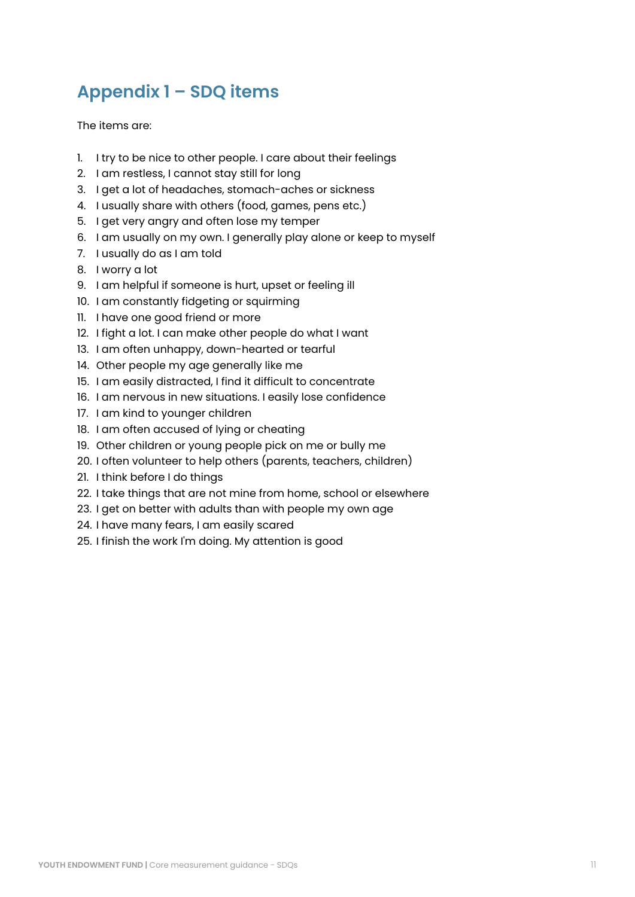## Appendix 1 – SDQ items

The items are:

1. I try to be nice to other people. I care about their feelings
2. I am restless, I cannot stay still for long
3. I get a lot of headaches, stomach-aches or sickness
4. I usually share with others (food, games, pens etc.)
5. I get very angry and often lose my temper
6. I am usually on my own. I generally play alone or keep to myself
7. I usually do as I am told
8. I worry a lot
9. I am helpful if someone is hurt, upset or feeling ill
10. I am constantly fidgeting or squirming
11. I have one good friend or more
12. I fight a lot. I can make other people do what I want
13. I am often unhappy, down-hearted or tearful
14. Other people my age generally like me
15. I am easily distracted, I find it difficult to concentrate
16. I am nervous in new situations. I easily lose confidence
17. I am kind to younger children
18. I am often accused of lying or cheating
19. Other children or young people pick on me or bully me
20. I often volunteer to help others (parents, teachers, children)
21. I think before I do things
22. I take things that are not mine from home, school or elsewhere
23. I get on better with adults than with people my own age
24. I have many fears, I am easily scared
25. I finish the work I'm doing. My attention is good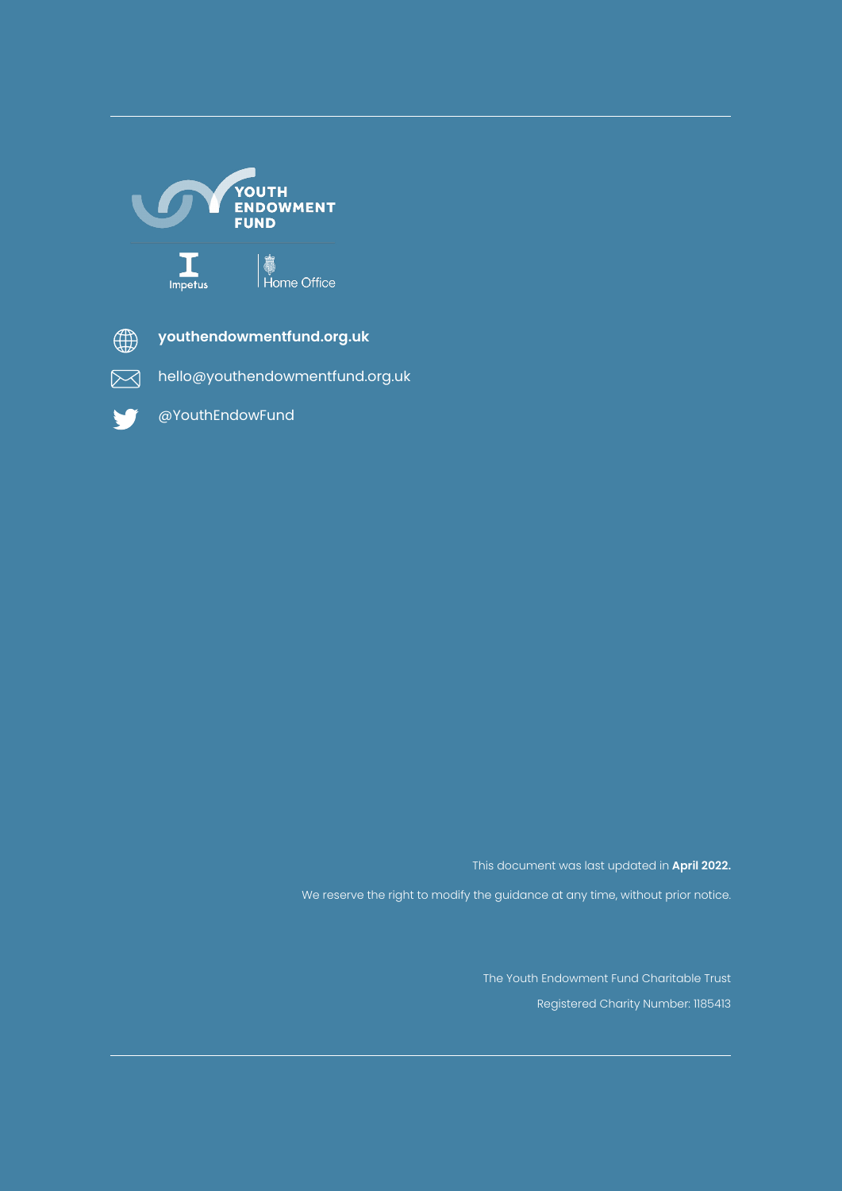YOUTH ENDOWMENT FUND

Impetus

Home Office

**youthendowmentfund.org.uk**

hello@youthendowmentfund.org.uk

@YouthEndowFund

This document was last updated in **April 2022.**

We reserve the right to modify the guidance at any time, without prior notice.

The Youth Endowment Fund Charitable Trust

Registered Charity Number: 1185413